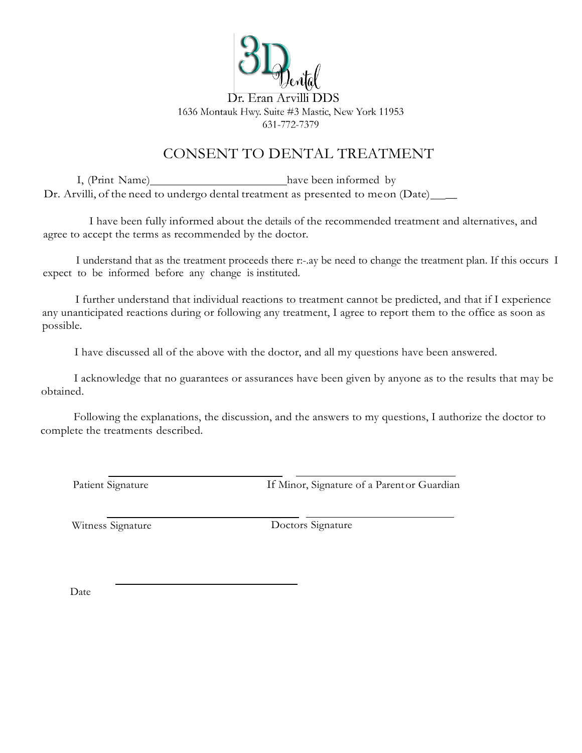3D Dental

Dr. Eran Arvilli DDS
1636 Montauk Hwy. Suite #3 Mastic, New York 11953
631-772-7379

# CONSENT TO DENTAL TREATMENT

I, (Print Name)________________________ have been informed by Dr. Arvilli, of the need to undergo dental treatment as presented to me on (Date)____

I have been fully informed about the details of the recommended treatment and alternatives, and agree to accept the terms as recommended by the doctor.

I understand that as the treatment proceeds there r:-.ay be need to change the treatment plan. If this occurs I expect to be informed before any change is instituted.

I further understand that individual reactions to treatment cannot be predicted, and that if I experience any unanticipated reactions during or following any treatment, I agree to report them to the office as soon as possible.

I have discussed all of the above with the doctor, and all my questions have been answered.

I acknowledge that no guarantees or assurances have been given by anyone as to the results that may be obtained.

Following the explanations, the discussion, and the answers to my questions, I authorize the doctor to complete the treatments described.

________________________________ ________________________________
Patient Signature If Minor, Signature of a Parent or Guardian

________________________________ ________________________________
Witness Signature Doctors Signature

Date ________________________________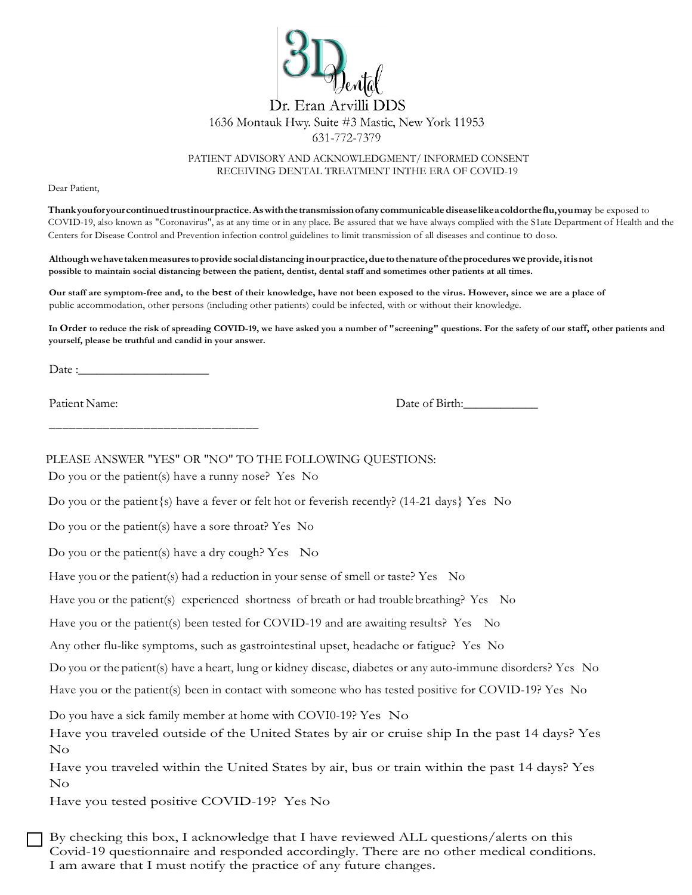3D Dental

Dr. Eran Arvilli DDS

1636 Montauk Hwy. Suite #3 Mastic, New York 11953

631-772-7379

PATIENT ADVISORY AND ACKNOWLEDGMENT/ INFORMED CONSENT
RECEIVING DENTAL TREATMENT INTHE ERA OF COVID-19

Dear Patient,

**Thankyouforyourcontinuedtrustinourpractice.Aswiththetransmissionofanycommunicable diseaselikeacoldortheflu,youmay** be exposed to COVID-19, also known as "Coronavirus", as at any time or in any place. Be assured that we have always complied with the S1ate Department of Health and the Centers for Disease Control and Prevention infection control guidelines to limit transmission of all diseases and continue to doso.

**Although we have taken measures to provide social distancing in our practice, due to the nature of the procedures we provide, it is not possible to maintain social distancing between the patient, dentist, dental staff and sometimes other patients at all times.**

**Our staff are symptom-free and, to the best of their knowledge, have not been exposed to the virus. However, since we are a place of** public accommodation, other persons (including other patients) could be infected, with or without their knowledge.

**In Order to reduce the risk of spreading COVID-19, we have asked you a number of "screening" questions. For the safety of our staff, other patients and yourself, please be truthful and candid in your answer.**

Date :____________________

Patient Name: ________________________________ Date of Birth:___________

PLEASE ANSWER "YES" OR "NO" TO THE FOLLOWING QUESTIONS:

Do you or the patient(s) have a runny nose? Yes No

Do you or the patient{s) have a fever or felt hot or feverish recently? (14-21 days} Yes No

Do you or the patient(s) have a sore throat? Yes No

Do you or the patient(s) have a dry cough? Yes No

Have you or the patient(s) had a reduction in your sense of smell or taste? Yes No

Have you or the patient(s) experienced shortness of breath or had trouble breathing? Yes No

Have you or the patient(s) been tested for COVID-19 and are awaiting results? Yes No

Any other flu-like symptoms, such as gastrointestinal upset, headache or fatigue? Yes No

Do you or the patient(s) have a heart, lung or kidney disease, diabetes or any auto-immune disorders? Yes No

Have you or the patient(s) been in contact with someone who has tested positive for COVID-19? Yes No

Do you have a sick family member at home with COVI0-19? Yes No

Have you traveled outside of the United States by air or cruise ship In the past 14 days? Yes No

Have you traveled within the United States by air, bus or train within the past 14 days? Yes No

Have you tested positive COVID-19? Yes No

☐ By checking this box, I acknowledge that I have reviewed ALL questions/alerts on this Covid-19 questionnaire and responded accordingly. There are no other medical conditions. I am aware that I must notify the practice of any future changes.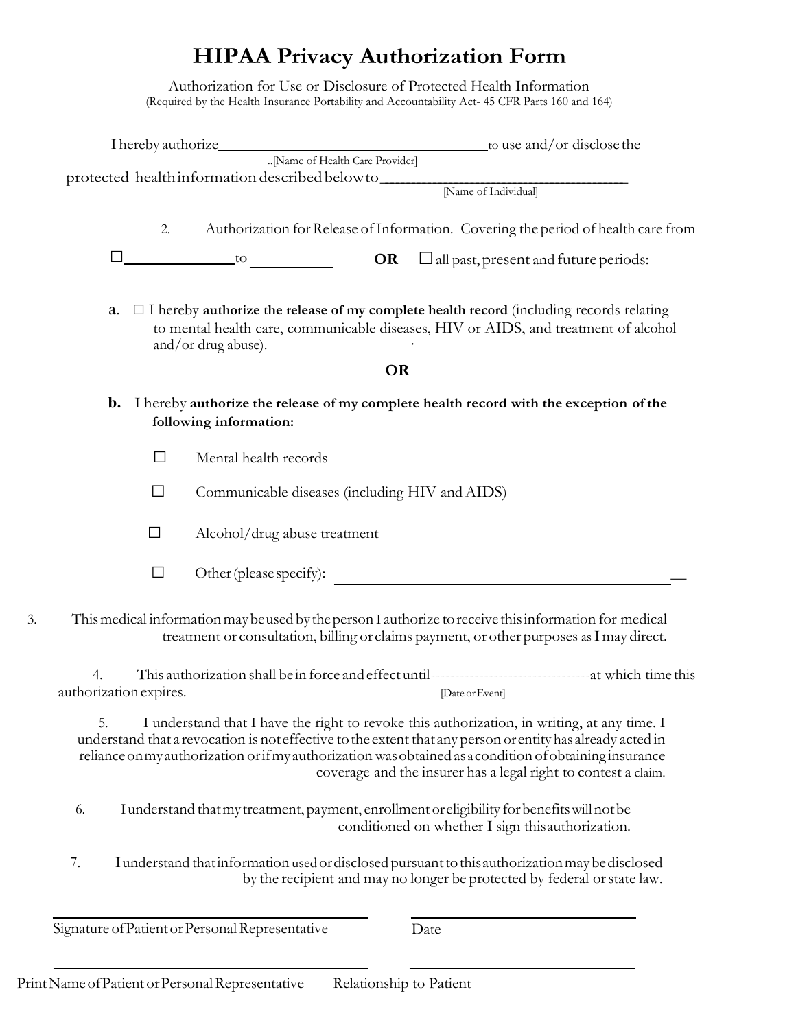# HIPAA Privacy Authorization Form

Authorization for Use or Disclosure of Protected Health Information
(Required by the Health Insurance Portability and Accountability Act- 45 CFR Parts 160 and 164)

I hereby authorize____________________________________to use and/or disclose the
..[Name of Health Care Provider]
protected health information described below to____________________________________
[Name of Individual]

2. Authorization for Release of Information. Covering the period of health care from

☐______________to__________ **OR** ☐ all past, present and future periods:

a. ☐ I hereby **authorize the release of my complete health record** (including records relating to mental health care, communicable diseases, HIV or AIDS, and treatment of alcohol and/or drug abuse).

**OR**

**b.** I hereby **authorize the release of my complete health record with the exception of the following information:**

☐ Mental health records

☐ Communicable diseases (including HIV and AIDS)

☐ Alcohol/drug abuse treatment

☐ Other (please specify): ______________________________________________

3. This medical information may be used by the person I authorize to receive this information for medical treatment or consultation, billing or claims payment, or other purposes as I may direct.

4. This authorization shall be in force and effect until--------------------------------at which time this authorization expires.
[Date or Event]

5. I understand that I have the right to revoke this authorization, in writing, at any time. I understand that a revocation is not effective to the extent that any person or entity has already acted in reliance on my authorization or if my authorization was obtained as a condition of obtaining insurance coverage and the insurer has a legal right to contest a claim.

6. I understand that my treatment, payment, enrollment or eligibility for benefits will not be conditioned on whether I sign this authorization.

7. I understand that information used or disclosed pursuant to this authorization may be disclosed by the recipient and may no longer be protected by federal or state law.

________________________________________ ________________________
Signature of Patient or Personal Representative Date

________________________________________ ________________________
Print Name of Patient or Personal Representative Relationship to Patient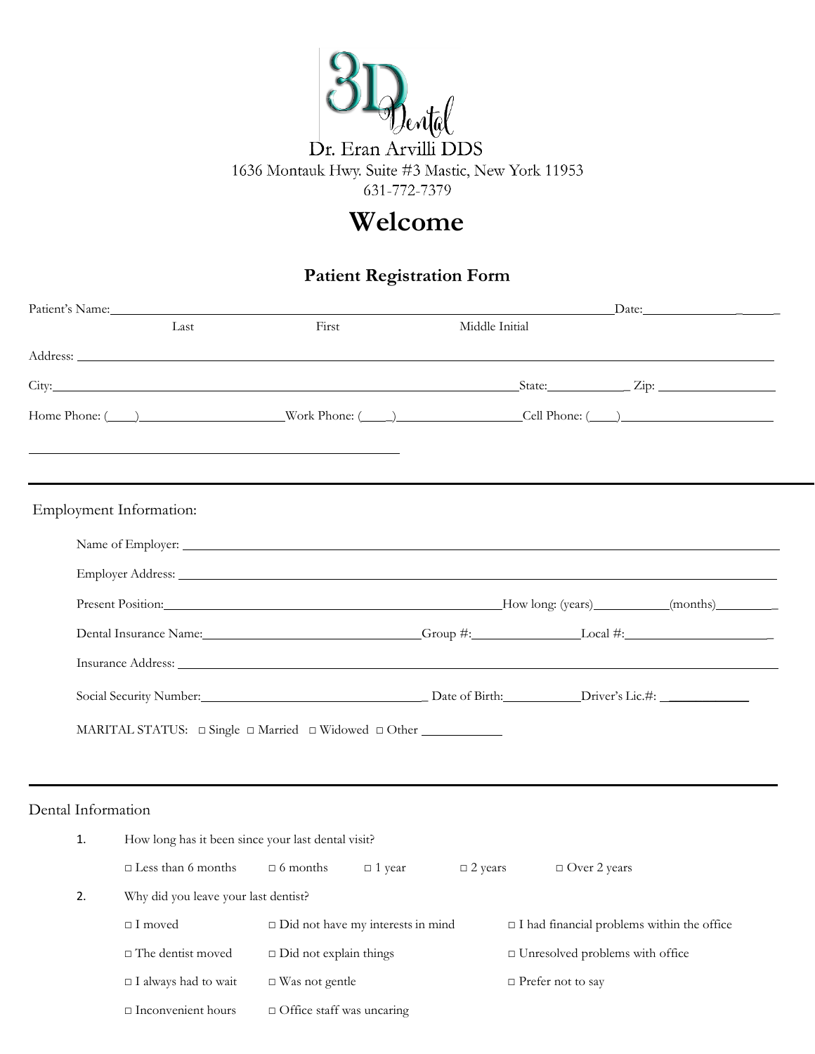3D Dental

Dr. Eran Arvilli DDS
1636 Montauk Hwy. Suite #3 Mastic, New York 11953
631-772-7379

# Welcome

## Patient Registration Form

Patient's Name: ______________________________________________ Date: ______________
Last First Middle Initial

Address: ______________________________________________

City: ______________________________________________ State: ____________ Zip: ______________

Home Phone: (____) ______________ Work Phone: (____) ______________ Cell Phone: (____) ______________

______________________________________________

---

Employment Information:

Name of Employer: ______________________________________________

Employer Address: ______________________________________________

Present Position: ______________________________ How long: (years) __________ (months) __________

Dental Insurance Name: ______________________ Group #: ______________ Local #: ______________

Insurance Address: ______________________________________________

Social Security Number: ______________________ Date of Birth: __________ Driver's Lic.#: ______________

MARITAL STATUS: □ Single □ Married □ Widowed □ Other ____________

---

Dental Information

1. How long has it been since your last dental visit?

   □ Less than 6 months □ 6 months □ 1 year □ 2 years □ Over 2 years

2. Why did you leave your last dentist?

   □ I moved □ Did not have my interests in mind □ I had financial problems within the office

   □ The dentist moved □ Did not explain things □ Unresolved problems with office

   □ I always had to wait □ Was not gentle □ Prefer not to say

   □ Inconvenient hours □ Office staff was uncaring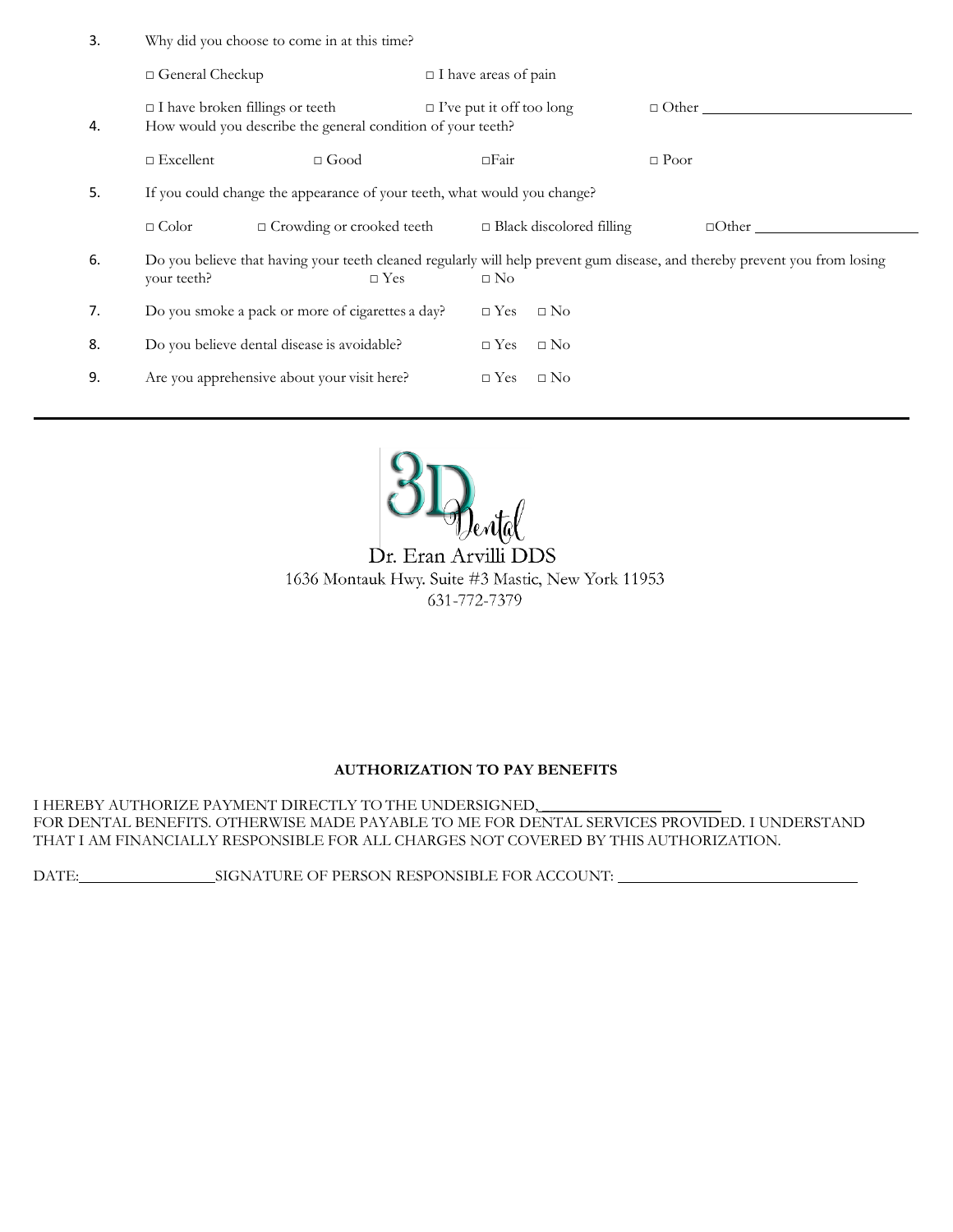3. Why did you choose to come in at this time?

   □ General Checkup □ I have areas of pain

   □ I have broken fillings or teeth □ I've put it off too long □ Other ____________

4. How would you describe the general condition of your teeth?

   □ Excellent □ Good □Fair □ Poor

5. If you could change the appearance of your teeth, what would you change?

   □ Color □ Crowding or crooked teeth □ Black discolored filling □Other ____________

6. Do you believe that having your teeth cleaned regularly will help prevent gum disease, and thereby prevent you from losing your teeth? □ Yes □ No

7. Do you smoke a pack or more of cigarettes a day? □ Yes □ No

8. Do you believe dental disease is avoidable? □ Yes □ No

9. Are you apprehensive about your visit here? □ Yes □ No

---

3D Dental

Dr. Eran Arvilli DDS
1636 Montauk Hwy. Suite #3 Mastic, New York 11953
631-772-7379

**AUTHORIZATION TO PAY BENEFITS**

I HEREBY AUTHORIZE PAYMENT DIRECTLY TO THE UNDERSIGNED, ____________
FOR DENTAL BENEFITS. OTHERWISE MADE PAYABLE TO ME FOR DENTAL SERVICES PROVIDED. I UNDERSTAND THAT I AM FINANCIALLY RESPONSIBLE FOR ALL CHARGES NOT COVERED BY THIS AUTHORIZATION.

DATE:____________ SIGNATURE OF PERSON RESPONSIBLE FOR ACCOUNT: ____________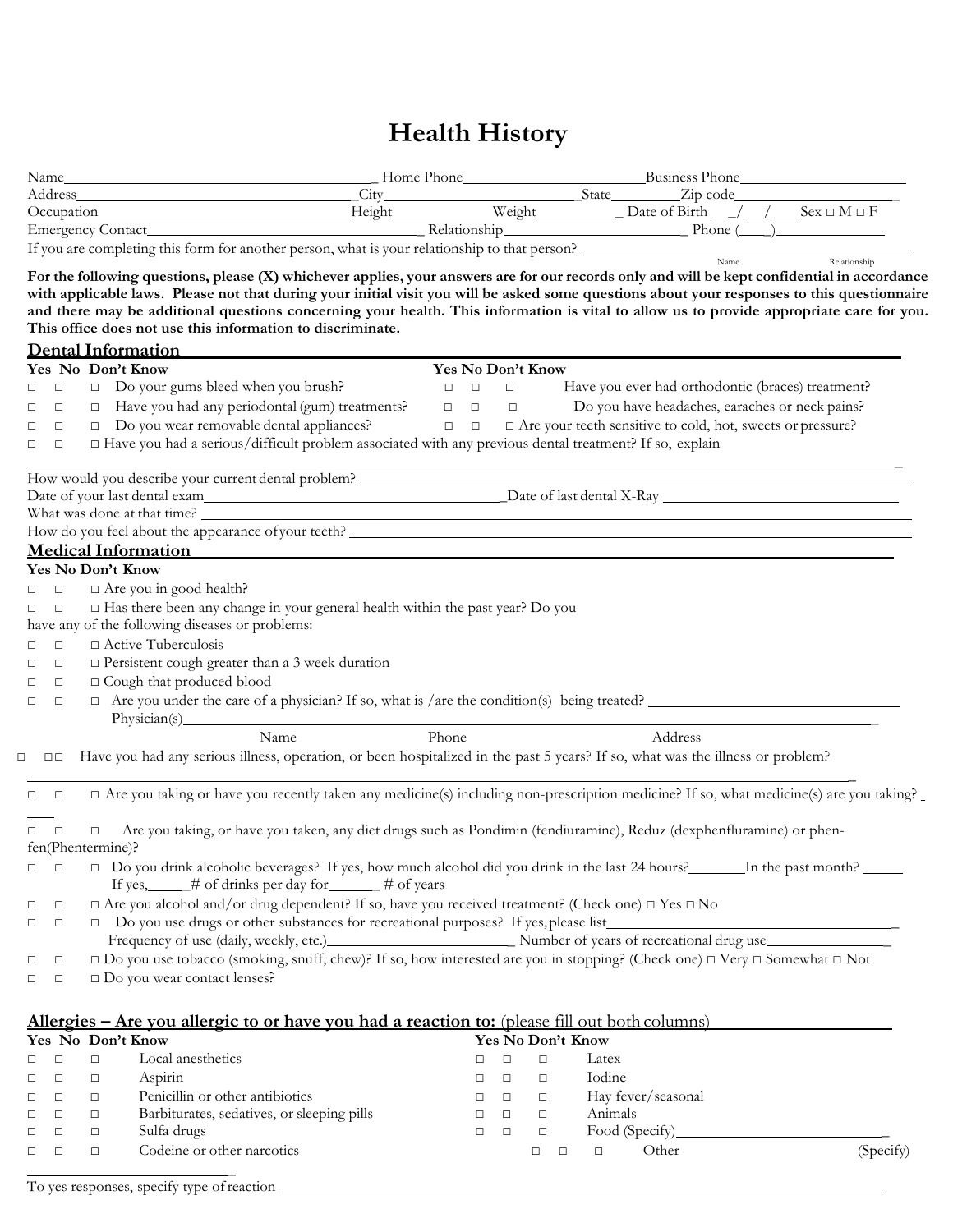# Health History

Name\_\_\_\_\_\_\_\_\_\_\_\_\_\_\_\_\_\_\_\_\_\_\_\_\_\_\_\_\_\_\_\_\_\_ Home Phone\_\_\_\_\_\_\_\_\_\_\_\_\_\_\_\_\_\_\_\_\_Business Phone\_\_\_\_\_\_\_\_\_\_\_\_\_\_\_\_\_\_\_\_

Address\_\_\_\_\_\_\_\_\_\_\_\_\_\_\_\_\_\_\_\_\_\_\_\_\_\_\_\_\_\_\_City\_\_\_\_\_\_\_\_\_\_\_\_\_\_\_\_\_\_\_\_\_\_State\_\_\_\_\_\_\_\_Zip code\_\_\_\_\_\_\_\_\_\_\_\_\_\_\_\_\_\_\_\_

Occupation\_\_\_\_\_\_\_\_\_\_\_\_\_\_\_\_\_\_\_\_\_\_\_\_\_\_\_\_\_\_Height\_\_\_\_\_\_\_\_\_\_\_Weight\_\_\_\_\_\_\_\_\_\_ Date of Birth \_\_\_/\_\_\_/\_\_\_Sex □ M □ F

Emergency Contact\_\_\_\_\_\_\_\_\_\_\_\_\_\_\_\_\_\_\_\_\_\_\_\_\_\_\_\_\_\_ Relationship\_\_\_\_\_\_\_\_\_\_\_\_\_\_\_\_\_\_\_\_\_\_ Phone (\_\_\_\_)\_\_\_\_\_\_\_\_\_\_\_\_\_

If you are completing this form for another person, what is your relationship to that person? \_\_\_\_\_\_\_\_\_\_\_\_\_\_\_\_\_\_\_\_\_\_\_\_\_\_\_\_\_\_\_\_
Name Relationship

**For the following questions, please (X) whichever applies, your answers are for our records only and will be kept confidential in accordance with applicable laws. Please not that during your initial visit you will be asked some questions about your responses to this questionnaire and there may be additional questions concerning your health. This information is vital to allow us to provide appropriate care for you. This office does not use this information to discriminate.**

## Dental Information

| Yes | No | Don't Know | | Yes | No | Don't Know | |
|---|---|---|---|---|---|---|---|
| □ | □ | □ | Do your gums bleed when you brush? | □ | □ | □ | Have you ever had orthodontic (braces) treatment? |
| □ | □ | □ | Have you had any periodontal (gum) treatments? | □ | □ | □ | Do you have headaches, earaches or neck pains? |
| □ | □ | □ | Do you wear removable dental appliances? | □ | □ | □ | Are your teeth sensitive to cold, hot, sweets or pressure? |

□ □ □ Have you had a serious/difficult problem associated with any previous dental treatment? If so, explain \_\_\_\_\_\_\_\_\_\_\_\_\_\_\_\_\_\_\_\_\_\_\_\_\_\_\_\_\_\_\_\_\_\_

How would you describe your current dental problem? \_\_\_\_\_\_\_\_\_\_\_\_\_\_\_\_\_\_\_\_\_\_\_\_\_\_\_\_\_\_\_\_\_\_\_\_\_\_\_\_

Date of your last dental exam\_\_\_\_\_\_\_\_\_\_\_\_\_\_\_\_\_\_\_\_\_\_\_\_\_\_\_\_\_\_\_Date of last dental X-Ray \_\_\_\_\_\_\_\_\_\_\_\_\_\_\_\_\_\_\_\_\_\_\_\_

What was done at that time? \_\_\_\_\_\_\_\_\_\_\_\_\_\_\_\_\_\_\_\_\_\_\_\_\_\_\_\_\_\_\_\_\_\_\_\_\_\_\_\_\_\_\_\_\_\_\_\_\_\_\_\_\_\_\_\_\_\_\_\_\_\_

How do you feel about the appearance of your teeth? \_\_\_\_\_\_\_\_\_\_\_\_\_\_\_\_\_\_\_\_\_\_\_\_\_\_\_\_\_\_\_\_\_\_\_\_\_\_\_\_\_\_\_\_

## Medical Information

**Yes No Don't Know**

□ □ □ Are you in good health?

□ □ □ Has there been any change in your general health within the past year? Do you have any of the following diseases or problems:

□ □ □ Active Tuberculosis

□ □ □ Persistent cough greater than a 3 week duration

□ □ □ Cough that produced blood

□ □ □ Are you under the care of a physician? If so, what is /are the condition(s) being treated? \_\_\_\_\_\_\_\_\_\_\_\_\_\_\_\_\_\_\_\_\_\_\_\_\_\_\_\_\_\_
Physician(s)\_\_\_\_\_\_\_\_\_\_\_\_\_\_\_\_\_\_\_\_\_\_\_\_\_\_\_\_\_\_\_\_\_\_\_\_\_\_\_\_\_\_\_\_\_\_\_\_\_\_\_\_\_\_\_\_\_\_\_\_\_\_\_\_\_\_
Name Phone Address

□ □□ Have you had any serious illness, operation, or been hospitalized in the past 5 years? If so, what was the illness or problem?
\_\_\_\_\_\_\_\_\_\_\_\_\_\_\_\_\_\_\_\_\_\_\_\_\_\_\_\_\_\_\_\_\_\_\_\_\_\_\_\_\_\_\_\_\_\_\_\_\_\_\_\_\_\_\_\_\_\_\_\_\_\_\_\_\_\_\_\_\_\_\_\_\_\_\_\_\_\_\_\_

□ □ □ Are you taking or have you recently taken any medicine(s) including non-prescription medicine? If so, what medicine(s) are you taking? \_\_\_\_\_

□ □ □ Are you taking, or have you taken, any diet drugs such as Pondimin (fendiuramine), Reduz (dexphenfluramine) or phen-fen(Phentermine)?

□ □ □ Do you drink alcoholic beverages? If yes, how much alcohol did you drink in the last 24 hours?\_\_\_\_\_\_\_In the past month? \_\_\_\_\_
If yes,\_\_\_\_\_# of drinks per day for\_\_\_\_\_\_ # of years

□ □ □ Are you alcohol and/or drug dependent? If so, have you received treatment? (Check one) □ Yes □ No

□ □ □ Do you use drugs or other substances for recreational purposes? If yes, please list\_\_\_\_\_\_\_\_\_\_\_\_\_\_\_\_\_\_\_\_\_\_\_\_\_\_\_\_\_\_
Frequency of use (daily, weekly, etc.)\_\_\_\_\_\_\_\_\_\_\_\_\_\_\_\_\_\_\_\_\_\_\_ Number of years of recreational drug use\_\_\_\_\_\_\_\_\_\_\_\_\_\_\_

□ □ □ Do you use tobacco (smoking, snuff, chew)? If so, how interested are you in stopping? (Check one) □ Very □ Somewhat □ Not

□ □ □ Do you wear contact lenses?

## Allergies – Are you allergic to or have you had a reaction to: (please fill out both columns)

| Yes | No | Don't Know | | Yes | No | Don't Know | |
|---|---|---|---|---|---|---|---|
| □ | □ | □ | Local anesthetics | □ | □ | □ | Latex |
| □ | □ | □ | Aspirin | □ | □ | □ | Iodine |
| □ | □ | □ | Penicillin or other antibiotics | □ | □ | □ | Hay fever/seasonal |
| □ | □ | □ | Barbiturates, sedatives, or sleeping pills | □ | □ | □ | Animals |
| □ | □ | □ | Sulfa drugs | □ | □ | □ | Food (Specify)\_\_\_\_\_\_\_\_\_\_\_\_\_\_\_\_\_\_\_\_\_\_ |
| □ | □ | □ | Codeine or other narcotics | □ | □ | □ | Other (Specify) \_\_\_\_\_\_\_\_\_\_\_\_\_\_\_\_\_\_\_\_\_\_ |

To yes responses, specify type of reaction \_\_\_\_\_\_\_\_\_\_\_\_\_\_\_\_\_\_\_\_\_\_\_\_\_\_\_\_\_\_\_\_\_\_\_\_\_\_\_\_\_\_\_\_\_\_\_\_\_\_\_\_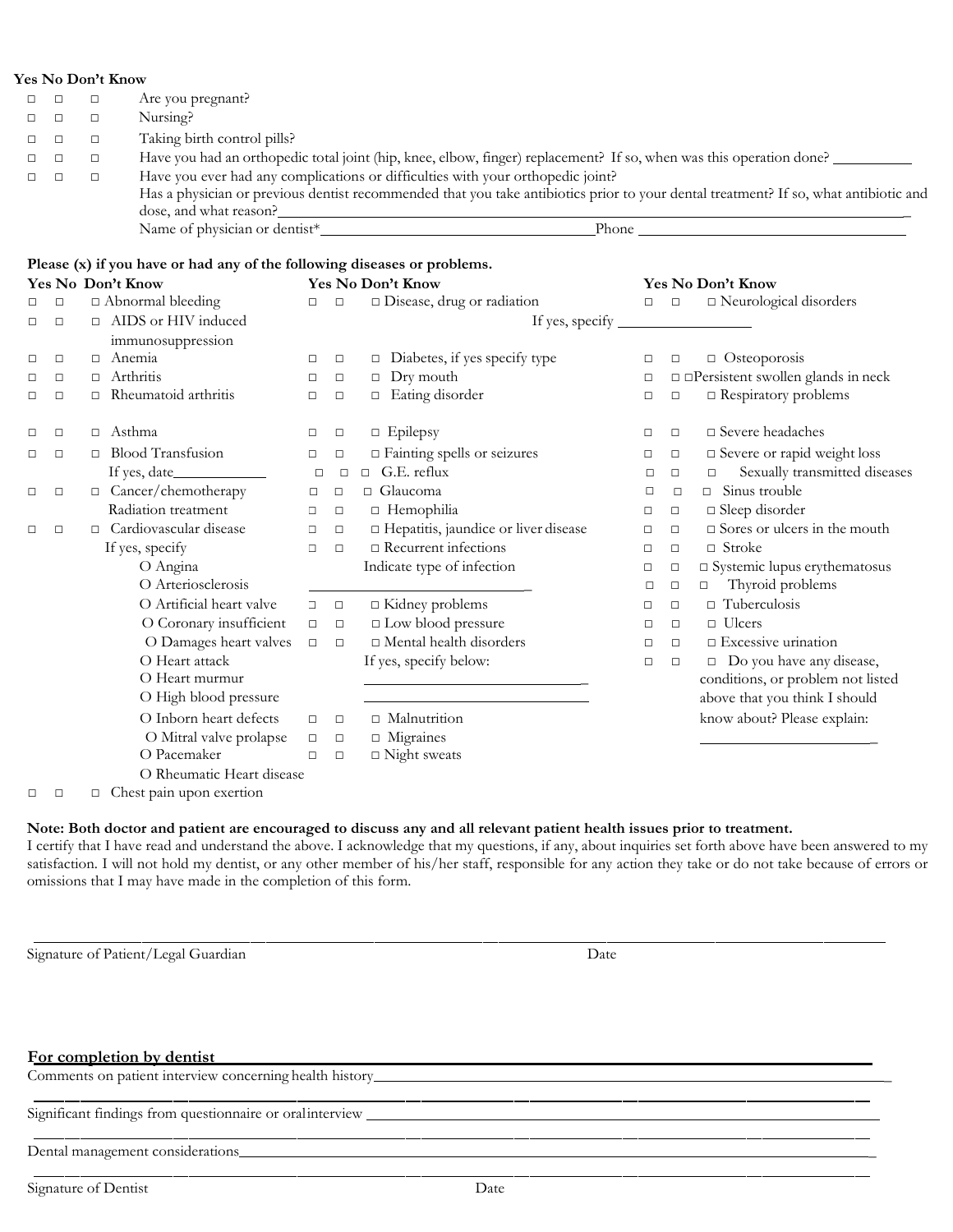**Yes No Don't Know**

- □ □ □ Are you pregnant?
- □ □ □ Nursing?
- □ □ □ Taking birth control pills?
- □ □ □ Have you had an orthopedic total joint (hip, knee, elbow, finger) replacement? If so, when was this operation done? __________
- □ □ □ Have you ever had any complications or difficulties with your orthopedic joint?

Has a physician or previous dentist recommended that you take antibiotics prior to your dental treatment? If so, what antibiotic and dose, and what reason?__________

Name of physician or dentist*__________ Phone __________

**Please (x) if you have or had any of the following diseases or problems.**

**Yes No Don't Know**

- □ □ □ Abnormal bleeding
- □ □ □ AIDS or HIV induced immunosuppression
- □ □ □ Anemia
- □ □ □ Arthritis
- □ □ □ Rheumatoid arthritis
- □ □ □ Asthma
- □ □ □ Blood Transfusion
  - If yes, date__________
- □ □ □ Cancer/chemotherapy
  - Radiation treatment
- □ □ □ Cardiovascular disease
  - If yes, specify
    - O Angina
    - O Arteriosclerosis
    - O Artificial heart valve
    - O Coronary insufficient
    - O Damages heart valves
    - O Heart attack
    - O Heart murmur
    - O High blood pressure
    - O Inborn heart defects
    - O Mitral valve prolapse
    - O Pacemaker
    - O Rheumatic Heart disease
- □ □ □ Chest pain upon exertion

**Yes No Don't Know**

- □ □ □ Disease, drug or radiation
  - If yes, specify __________
- □ □ □ Diabetes, if yes specify type
- □ □ □ Dry mouth
- □ □ □ Eating disorder
- □ □ □ Epilepsy
- □ □ □ Fainting spells or seizures
- □ □ □ G.E. reflux
- □ □ □ Glaucoma
- □ □ □ Hemophilia
- □ □ □ Hepatitis, jaundice or liver disease
- □ □ □ Recurrent infections
  - Indicate type of infection
  - __________
- □ □ □ Kidney problems
- □ □ □ Low blood pressure
- □ □ □ Mental health disorders
  - If yes, specify below:
  - __________
  - __________
- □ □ □ Malnutrition
- □ □ □ Migraines
- □ □ □ Night sweats

**Yes No Don't Know**

- □ □ □ Neurological disorders
- □ □ □ Osteoporosis
- □ □ □ Persistent swollen glands in neck
- □ □ □ Respiratory problems
- □ □ □ Severe headaches
- □ □ □ Severe or rapid weight loss
- □ □ □ Sexually transmitted diseases
- □ □ □ Sinus trouble
- □ □ □ Sleep disorder
- □ □ □ Sores or ulcers in the mouth
- □ □ □ Stroke
- □ □ □ Systemic lupus erythematosus
- □ □ □ Thyroid problems
- □ □ □ Tuberculosis
- □ □ □ Ulcers
- □ □ □ Excessive urination
- □ □ □ Do you have any disease, conditions, or problem not listed above that you think I should know about? Please explain:
  - __________

**Note: Both doctor and patient are encouraged to discuss any and all relevant patient health issues prior to treatment.**

I certify that I have read and understand the above. I acknowledge that my questions, if any, about inquiries set forth above have been answered to my satisfaction. I will not hold my dentist, or any other member of his/her staff, responsible for any action they take or do not take because of errors or omissions that I may have made in the completion of this form.

__________________________________________

Signature of Patient/Legal Guardian Date

**For completion by dentist**

Comments on patient interview concerning health history__________

__________

Significant findings from questionnaire or oral interview __________

__________

Dental management considerations__________

__________

Signature of Dentist Date